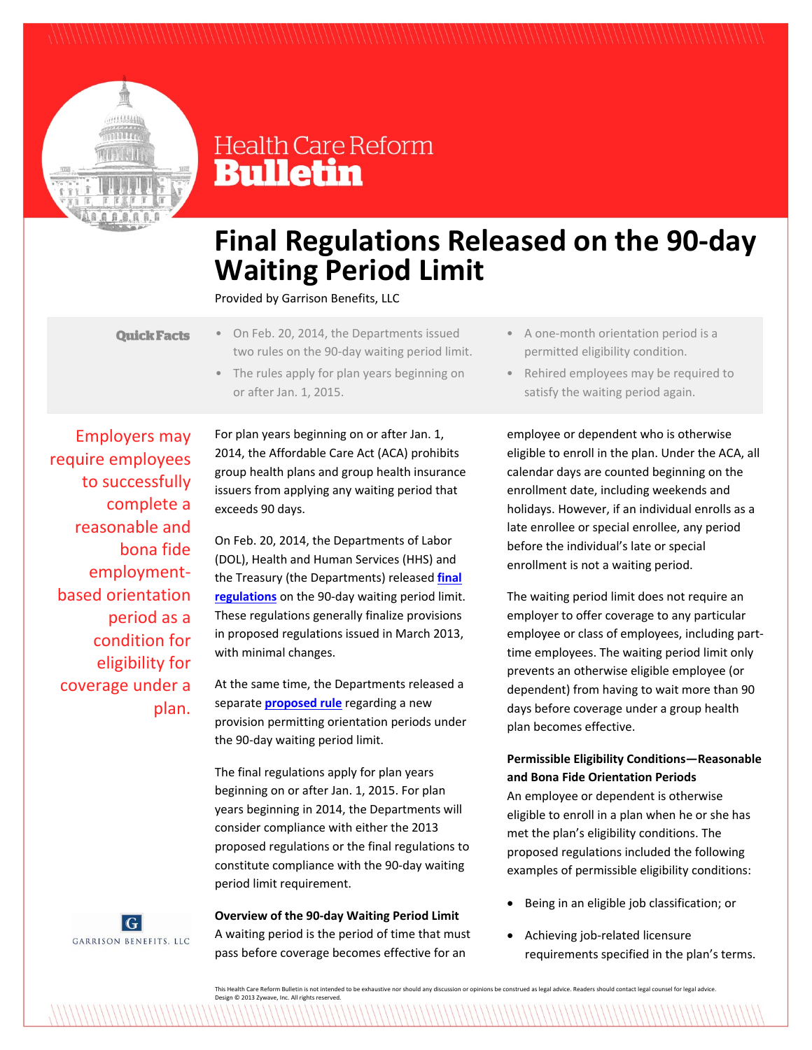Health Care Reform **Bulletin**

# Final Regulations Released on the 90-day Waiting Period Limit

Provided by Garrison Benefits, LLC

**Quick Facts**

- On Feb. 20, 2014, the Departments issued two rules on the 90-day waiting period limit.
- The rules apply for plan years beginning on or after Jan. 1, 2015.
- A one-month orientation period is a permitted eligibility condition.
- Rehired employees may be required to satisfy the waiting period again.

Employers may require employees to successfully complete a reasonable and bona fide employment-based orientation period as a condition for eligibility for coverage under a plan.

For plan years beginning on or after Jan. 1, 2014, the Affordable Care Act (ACA) prohibits group health plans and group health insurance issuers from applying any waiting period that exceeds 90 days.

On Feb. 20, 2014, the Departments of Labor (DOL), Health and Human Services (HHS) and the Treasury (the Departments) released **final regulations** on the 90-day waiting period limit. These regulations generally finalize provisions in proposed regulations issued in March 2013, with minimal changes.

At the same time, the Departments released a separate **proposed rule** regarding a new provision permitting orientation periods under the 90-day waiting period limit.

The final regulations apply for plan years beginning on or after Jan. 1, 2015. For plan years beginning in 2014, the Departments will consider compliance with either the 2013 proposed regulations or the final regulations to constitute compliance with the 90-day waiting period limit requirement.

**Overview of the 90-day Waiting Period Limit**

A waiting period is the period of time that must pass before coverage becomes effective for an employee or dependent who is otherwise eligible to enroll in the plan. Under the ACA, all calendar days are counted beginning on the enrollment date, including weekends and holidays. However, if an individual enrolls as a late enrollee or special enrollee, any period before the individual's late or special enrollment is not a waiting period.

The waiting period limit does not require an employer to offer coverage to any particular employee or class of employees, including part-time employees. The waiting period limit only prevents an otherwise eligible employee (or dependent) from having to wait more than 90 days before coverage under a group health plan becomes effective.

**Permissible Eligibility Conditions—Reasonable and Bona Fide Orientation Periods**

An employee or dependent is otherwise eligible to enroll in a plan when he or she has met the plan's eligibility conditions. The proposed regulations included the following examples of permissible eligibility conditions:

- Being in an eligible job classification; or
- Achieving job-related licensure requirements specified in the plan's terms.

GARRISON BENEFITS, LLC

This Health Care Reform Bulletin is not intended to be exhaustive nor should any discussion or opinions be construed as legal advice. Readers should contact legal counsel for legal advice.
Design © 2013 Zywave, Inc. All rights reserved.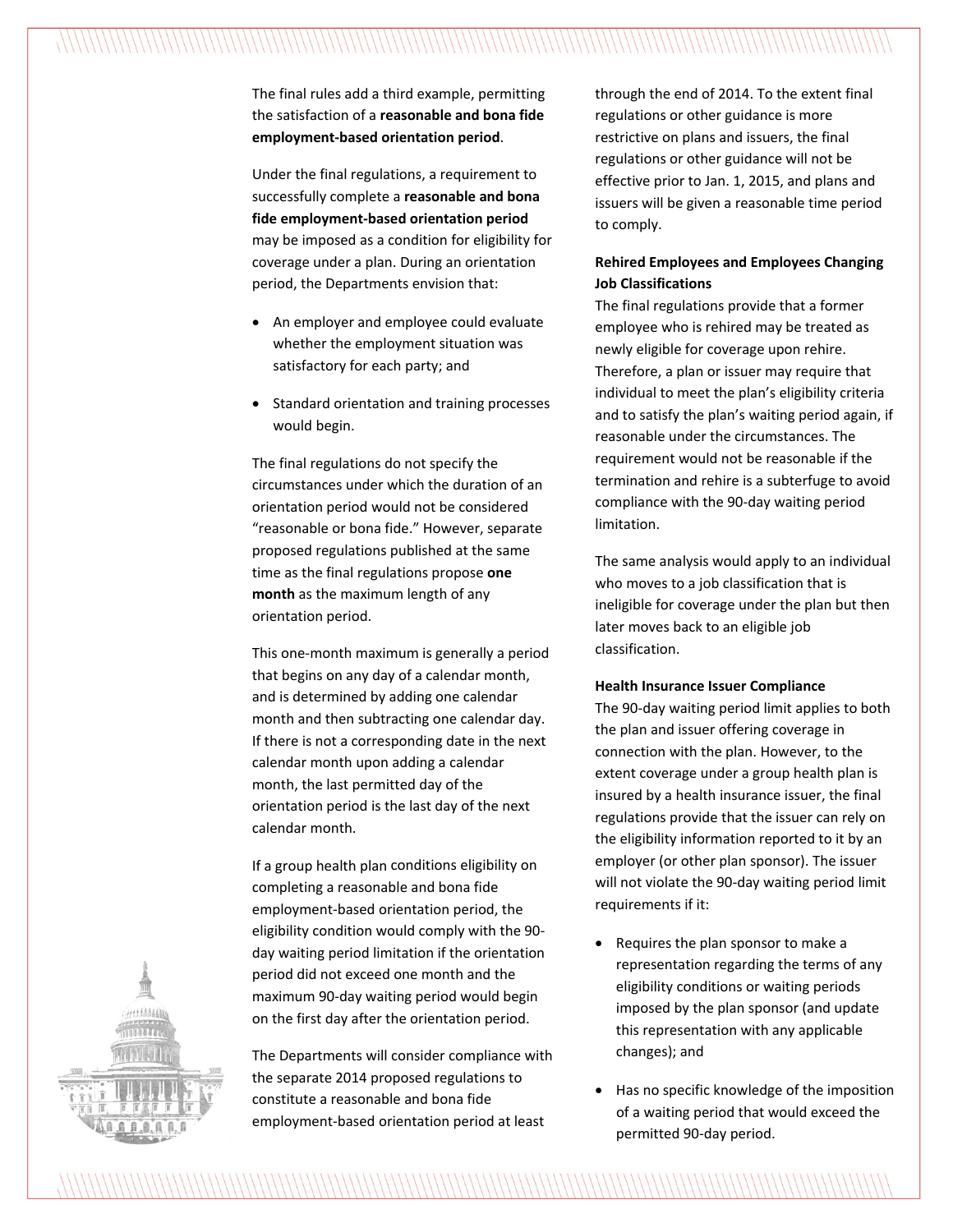The final rules add a third example, permitting the satisfaction of a **reasonable and bona fide employment-based orientation period**.

Under the final regulations, a requirement to successfully complete a **reasonable and bona fide employment-based orientation period** may be imposed as a condition for eligibility for coverage under a plan. During an orientation period, the Departments envision that:

- An employer and employee could evaluate whether the employment situation was satisfactory for each party; and
- Standard orientation and training processes would begin.

The final regulations do not specify the circumstances under which the duration of an orientation period would not be considered "reasonable or bona fide." However, separate proposed regulations published at the same time as the final regulations propose **one month** as the maximum length of any orientation period.

This one-month maximum is generally a period that begins on any day of a calendar month, and is determined by adding one calendar month and then subtracting one calendar day. If there is not a corresponding date in the next calendar month upon adding a calendar month, the last permitted day of the orientation period is the last day of the next calendar month.

If a group health plan conditions eligibility on completing a reasonable and bona fide employment-based orientation period, the eligibility condition would comply with the 90-day waiting period limitation if the orientation period did not exceed one month and the maximum 90-day waiting period would begin on the first day after the orientation period.

The Departments will consider compliance with the separate 2014 proposed regulations to constitute a reasonable and bona fide employment-based orientation period at least through the end of 2014. To the extent final regulations or other guidance is more restrictive on plans and issuers, the final regulations or other guidance will not be effective prior to Jan. 1, 2015, and plans and issuers will be given a reasonable time period to comply.

**Rehired Employees and Employees Changing Job Classifications**

The final regulations provide that a former employee who is rehired may be treated as newly eligible for coverage upon rehire. Therefore, a plan or issuer may require that individual to meet the plan's eligibility criteria and to satisfy the plan's waiting period again, if reasonable under the circumstances. The requirement would not be reasonable if the termination and rehire is a subterfuge to avoid compliance with the 90-day waiting period limitation.

The same analysis would apply to an individual who moves to a job classification that is ineligible for coverage under the plan but then later moves back to an eligible job classification.

**Health Insurance Issuer Compliance**

The 90-day waiting period limit applies to both the plan and issuer offering coverage in connection with the plan. However, to the extent coverage under a group health plan is insured by a health insurance issuer, the final regulations provide that the issuer can rely on the eligibility information reported to it by an employer (or other plan sponsor). The issuer will not violate the 90-day waiting period limit requirements if it:

- Requires the plan sponsor to make a representation regarding the terms of any eligibility conditions or waiting periods imposed by the plan sponsor (and update this representation with any applicable changes); and
- Has no specific knowledge of the imposition of a waiting period that would exceed the permitted 90-day period.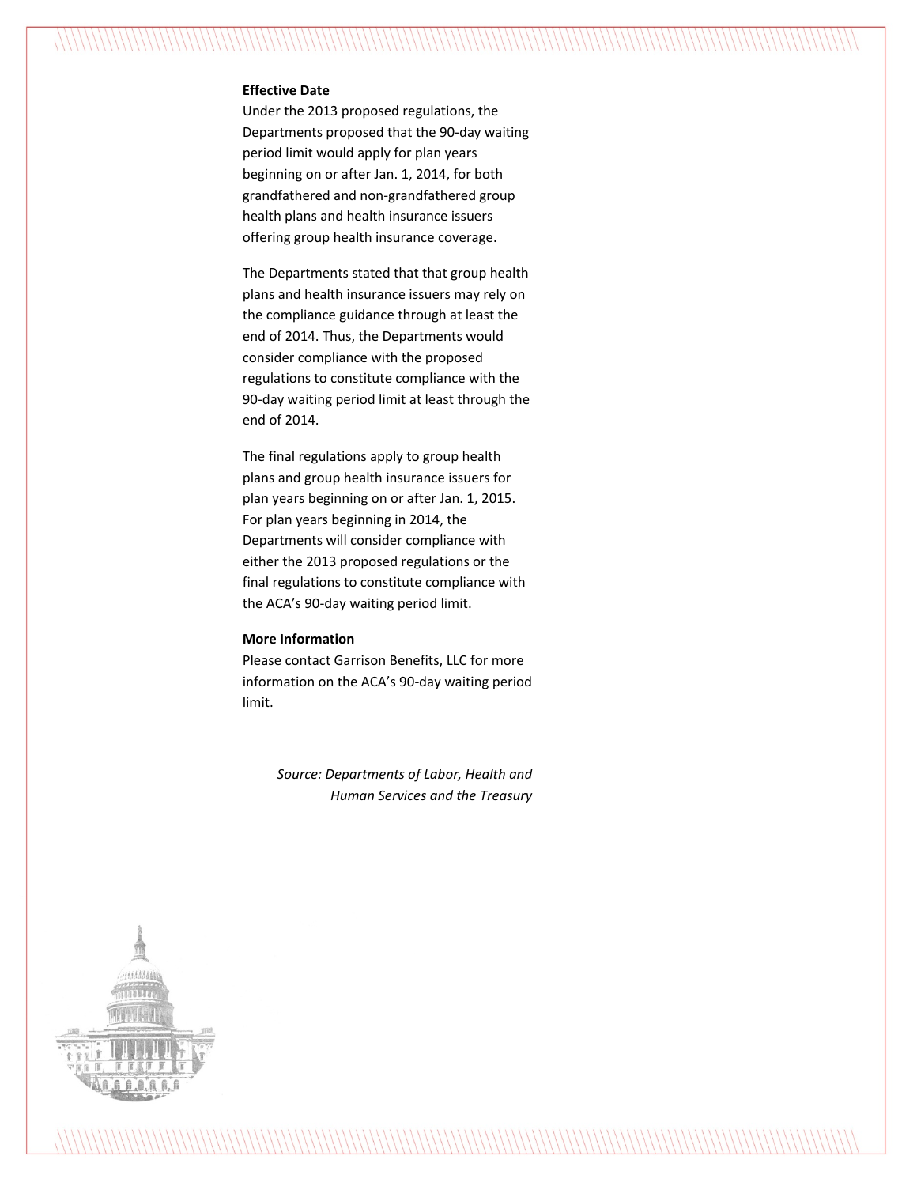**Effective Date**

Under the 2013 proposed regulations, the Departments proposed that the 90-day waiting period limit would apply for plan years beginning on or after Jan. 1, 2014, for both grandfathered and non-grandfathered group health plans and health insurance issuers offering group health insurance coverage.

The Departments stated that that group health plans and health insurance issuers may rely on the compliance guidance through at least the end of 2014. Thus, the Departments would consider compliance with the proposed regulations to constitute compliance with the 90-day waiting period limit at least through the end of 2014.

The final regulations apply to group health plans and group health insurance issuers for plan years beginning on or after Jan. 1, 2015. For plan years beginning in 2014, the Departments will consider compliance with either the 2013 proposed regulations or the final regulations to constitute compliance with the ACA's 90-day waiting period limit.

**More Information**

Please contact Garrison Benefits, LLC for more information on the ACA's 90-day waiting period limit.

*Source: Departments of Labor, Health and Human Services and the Treasury*